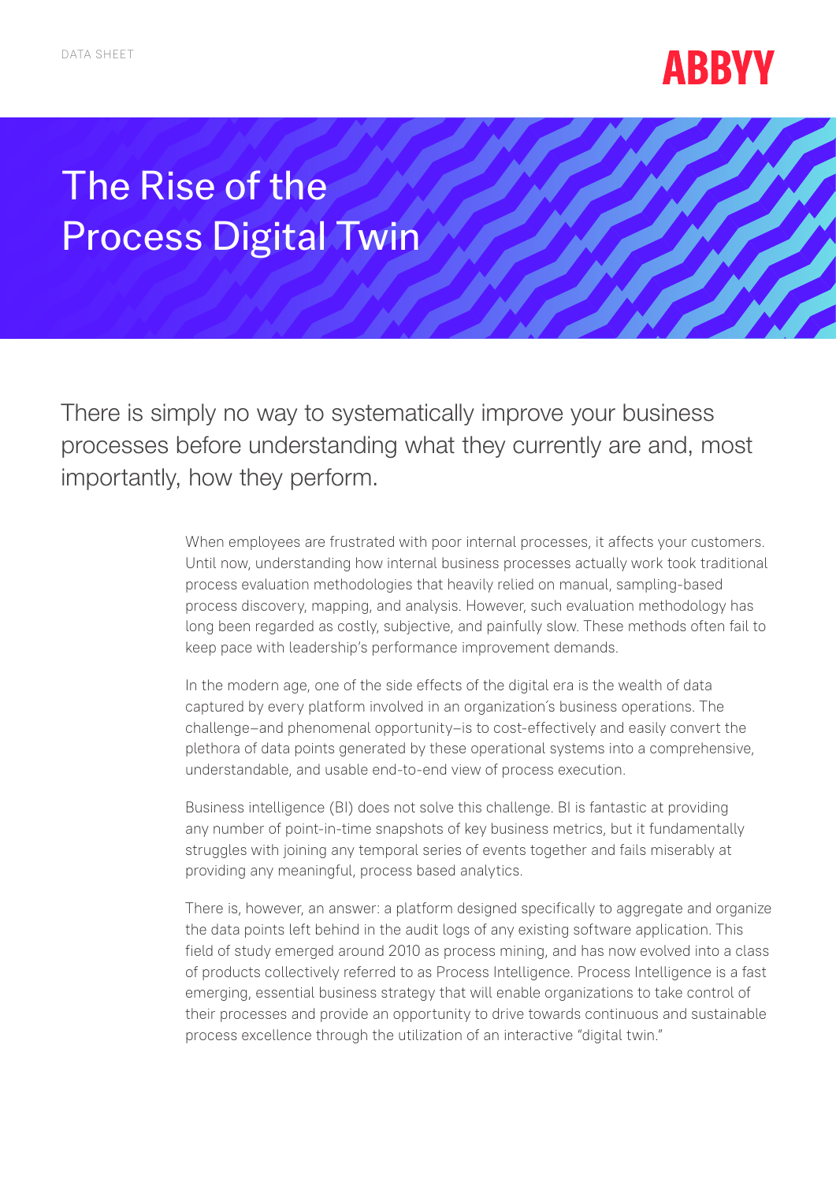DATA SHEET

ABBYY

# The Rise of the Process Digital Twin

There is simply no way to systematically improve your business processes before understanding what they currently are and, most importantly, how they perform.

When employees are frustrated with poor internal processes, it affects your customers. Until now, understanding how internal business processes actually work took traditional process evaluation methodologies that heavily relied on manual, sampling-based process discovery, mapping, and analysis. However, such evaluation methodology has long been regarded as costly, subjective, and painfully slow. These methods often fail to keep pace with leadership's performance improvement demands.

In the modern age, one of the side effects of the digital era is the wealth of data captured by every platform involved in an organization's business operations. The challenge–and phenomenal opportunity–is to cost-effectively and easily convert the plethora of data points generated by these operational systems into a comprehensive, understandable, and usable end-to-end view of process execution.

Business intelligence (BI) does not solve this challenge. BI is fantastic at providing any number of point-in-time snapshots of key business metrics, but it fundamentally struggles with joining any temporal series of events together and fails miserably at providing any meaningful, process based analytics.

There is, however, an answer: a platform designed specifically to aggregate and organize the data points left behind in the audit logs of any existing software application. This field of study emerged around 2010 as process mining, and has now evolved into a class of products collectively referred to as Process Intelligence. Process Intelligence is a fast emerging, essential business strategy that will enable organizations to take control of their processes and provide an opportunity to drive towards continuous and sustainable process excellence through the utilization of an interactive "digital twin."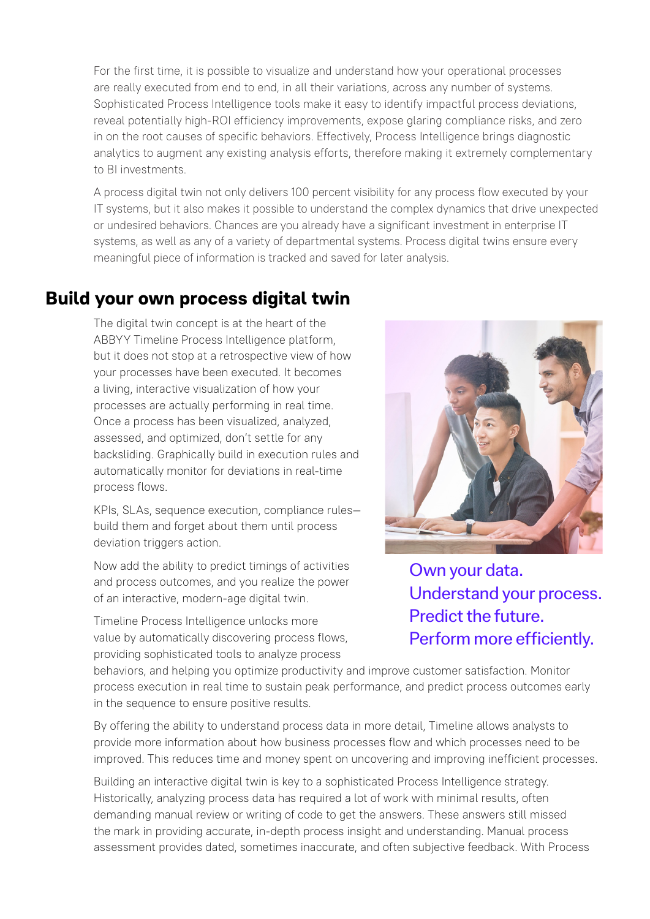For the first time, it is possible to visualize and understand how your operational processes are really executed from end to end, in all their variations, across any number of systems. Sophisticated Process Intelligence tools make it easy to identify impactful process deviations, reveal potentially high-ROI efficiency improvements, expose glaring compliance risks, and zero in on the root causes of specific behaviors. Effectively, Process Intelligence brings diagnostic analytics to augment any existing analysis efforts, therefore making it extremely complementary to BI investments.

A process digital twin not only delivers 100 percent visibility for any process flow executed by your IT systems, but it also makes it possible to understand the complex dynamics that drive unexpected or undesired behaviors. Chances are you already have a significant investment in enterprise IT systems, as well as any of a variety of departmental systems. Process digital twins ensure every meaningful piece of information is tracked and saved for later analysis.

## Build your own process digital twin

The digital twin concept is at the heart of the ABBYY Timeline Process Intelligence platform, but it does not stop at a retrospective view of how your processes have been executed. It becomes a living, interactive visualization of how your processes are actually performing in real time. Once a process has been visualized, analyzed, assessed, and optimized, don't settle for any backsliding. Graphically build in execution rules and automatically monitor for deviations in real-time process flows.

KPIs, SLAs, sequence execution, compliance rules—build them and forget about them until process deviation triggers action.

Now add the ability to predict timings of activities and process outcomes, and you realize the power of an interactive, modern-age digital twin.

Own your data.
Understand your process.
Predict the future.
Perform more efficiently.

Timeline Process Intelligence unlocks more value by automatically discovering process flows, providing sophisticated tools to analyze process behaviors, and helping you optimize productivity and improve customer satisfaction. Monitor process execution in real time to sustain peak performance, and predict process outcomes early in the sequence to ensure positive results.

By offering the ability to understand process data in more detail, Timeline allows analysts to provide more information about how business processes flow and which processes need to be improved. This reduces time and money spent on uncovering and improving inefficient processes.

Building an interactive digital twin is key to a sophisticated Process Intelligence strategy. Historically, analyzing process data has required a lot of work with minimal results, often demanding manual review or writing of code to get the answers. These answers still missed the mark in providing accurate, in-depth process insight and understanding. Manual process assessment provides dated, sometimes inaccurate, and often subjective feedback. With Process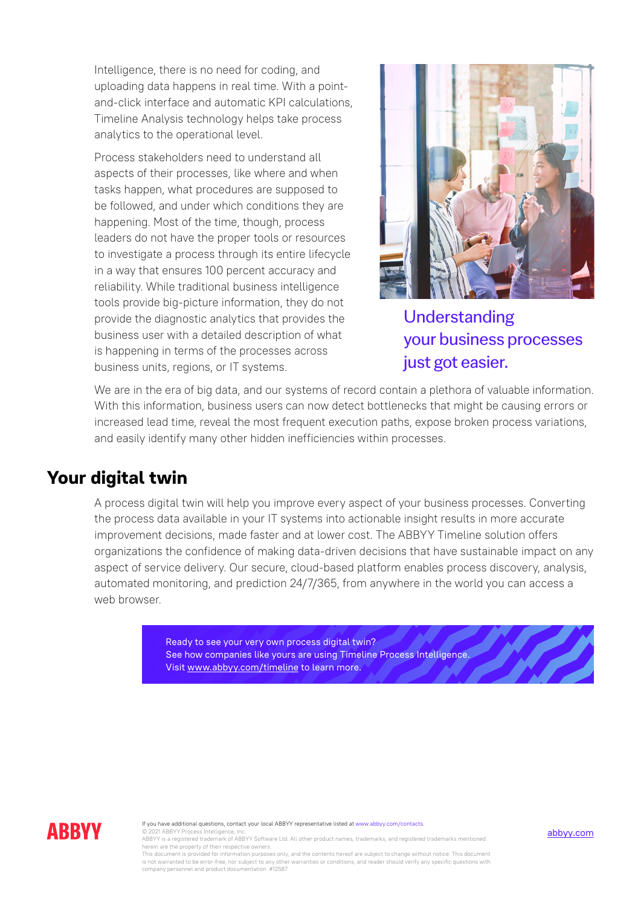Intelligence, there is no need for coding, and uploading data happens in real time. With a point-and-click interface and automatic KPI calculations, Timeline Analysis technology helps take process analytics to the operational level.

Process stakeholders need to understand all aspects of their processes, like where and when tasks happen, what procedures are supposed to be followed, and under which conditions they are happening. Most of the time, though, process leaders do not have the proper tools or resources to investigate a process through its entire lifecycle in a way that ensures 100 percent accuracy and reliability. While traditional business intelligence tools provide big-picture information, they do not provide the diagnostic analytics that provides the business user with a detailed description of what is happening in terms of the processes across business units, regions, or IT systems.

Understanding your business processes just got easier.

We are in the era of big data, and our systems of record contain a plethora of valuable information. With this information, business users can now detect bottlenecks that might be causing errors or increased lead time, reveal the most frequent execution paths, expose broken process variations, and easily identify many other hidden inefficiencies within processes.

## Your digital twin

A process digital twin will help you improve every aspect of your business processes. Converting the process data available in your IT systems into actionable insight results in more accurate improvement decisions, made faster and at lower cost. The ABBYY Timeline solution offers organizations the confidence of making data-driven decisions that have sustainable impact on any aspect of service delivery. Our secure, cloud-based platform enables process discovery, analysis, automated monitoring, and prediction 24/7/365, from anywhere in the world you can access a web browser.

Ready to see your very own process digital twin?
See how companies like yours are using Timeline Process Intelligence.
Visit www.abbyy.com/timeline to learn more.

ABBYY

If you have additional questions, contact your local ABBYY representative listed at www.abbyy.com/contacts.
© 2021 ABBYY Process Intelligence, Inc.
ABBYY is a registered trademark of ABBYY Software Ltd. All other product names, trademarks, and registered trademarks mentioned herein are the property of their respective owners.
This document is provided for information purposes only, and the contents hereof are subject to change without notice. This document is not warranted to be error-free, nor subject to any other warranties or conditions, and reader should verify any specific questions with company personnel and product documentation. #12587

abbyy.com